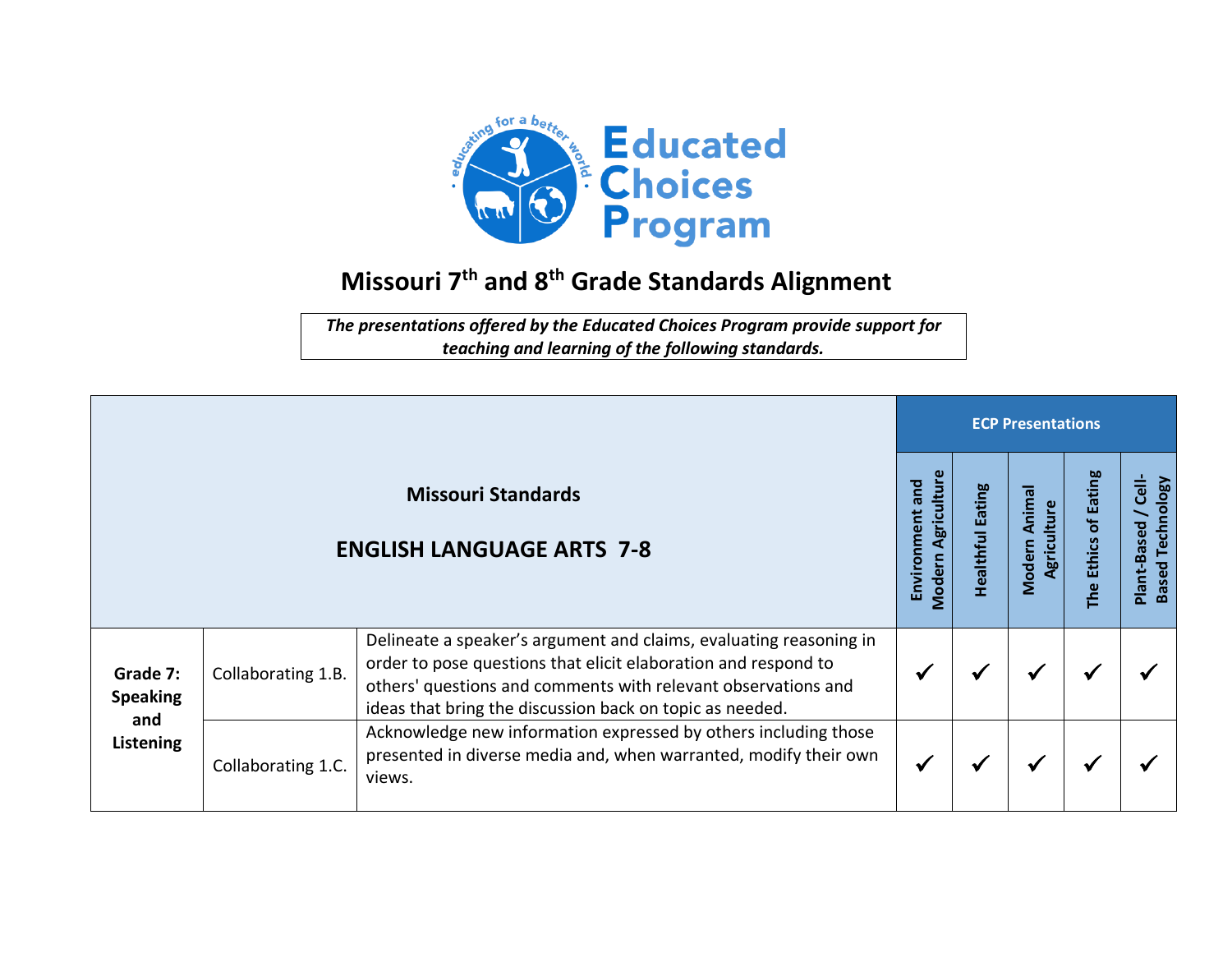# Missouri 7th and 8th Grade Standards Alignment

*The presentations offered by the Educated Choices Program provide support for teaching and learning of the following standards.*

| Missouri Standards — ENGLISH LANGUAGE ARTS 7-8 | | | ECP Presentations | | | | |
|---|---|---|---|---|---|---|---|
| | | | Environment and Modern Agriculture | Healthful Eating | Modern Animal Agriculture | The Ethics of Eating | Plant-Based / Cell-Based Technology |
| **Grade 7: Speaking and Listening** | Collaborating 1.B. | Delineate a speaker's argument and claims, evaluating reasoning in order to pose questions that elicit elaboration and respond to others' questions and comments with relevant observations and ideas that bring the discussion back on topic as needed. | ✓ | ✓ | ✓ | ✓ | ✓ |
| | Collaborating 1.C. | Acknowledge new information expressed by others including those presented in diverse media and, when warranted, modify their own views. | ✓ | ✓ | ✓ | ✓ | ✓ |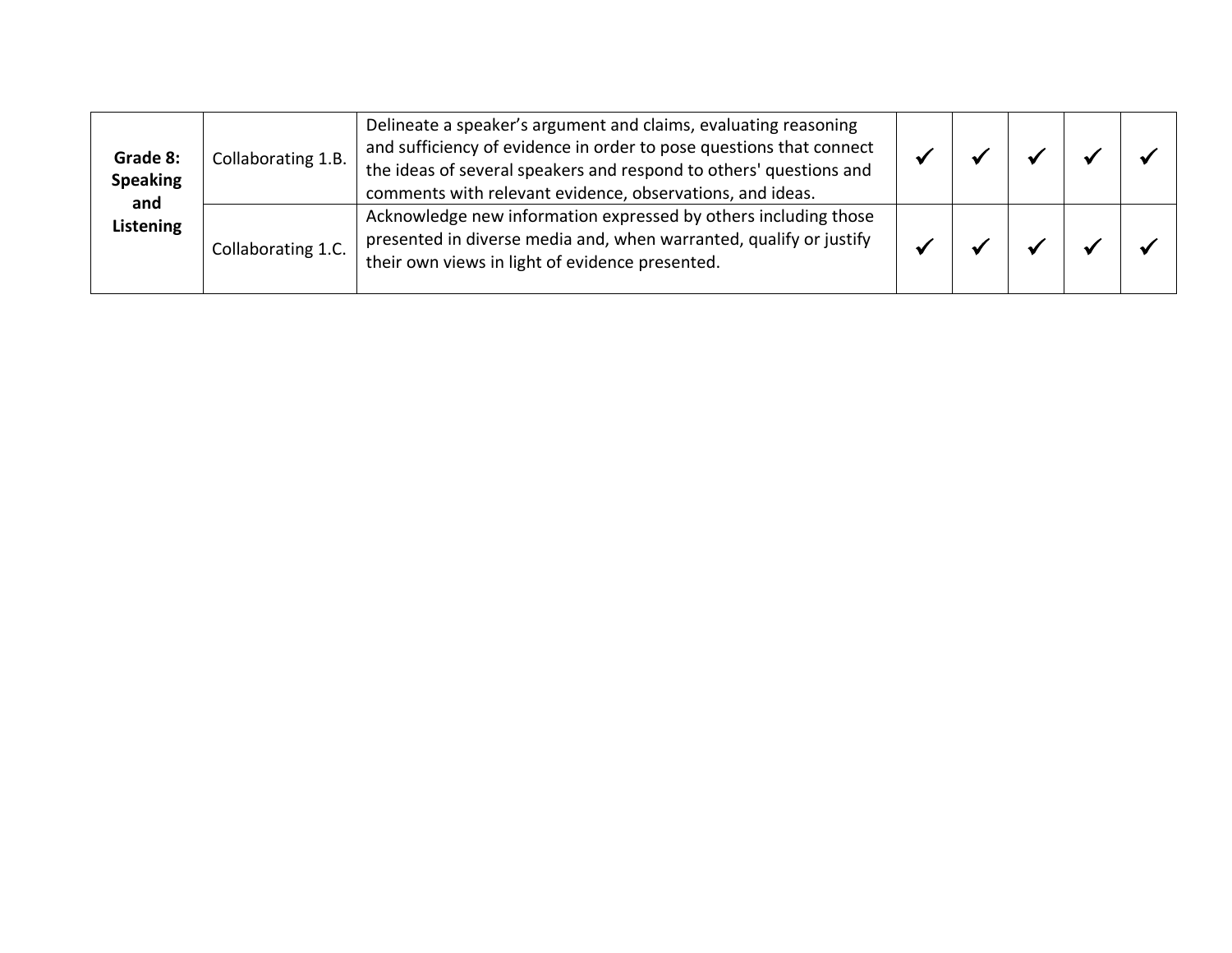| | | | | | | | |
|---|---|---|---|---|---|---|---|
| **Grade 8: Speaking and Listening** | Collaborating 1.B. | Delineate a speaker's argument and claims, evaluating reasoning and sufficiency of evidence in order to pose questions that connect the ideas of several speakers and respond to others' questions and comments with relevant evidence, observations, and ideas. | ✓ | ✓ | ✓ | ✓ | ✓ |
| | Collaborating 1.C. | Acknowledge new information expressed by others including those presented in diverse media and, when warranted, qualify or justify their own views in light of evidence presented. | ✓ | ✓ | ✓ | ✓ | ✓ |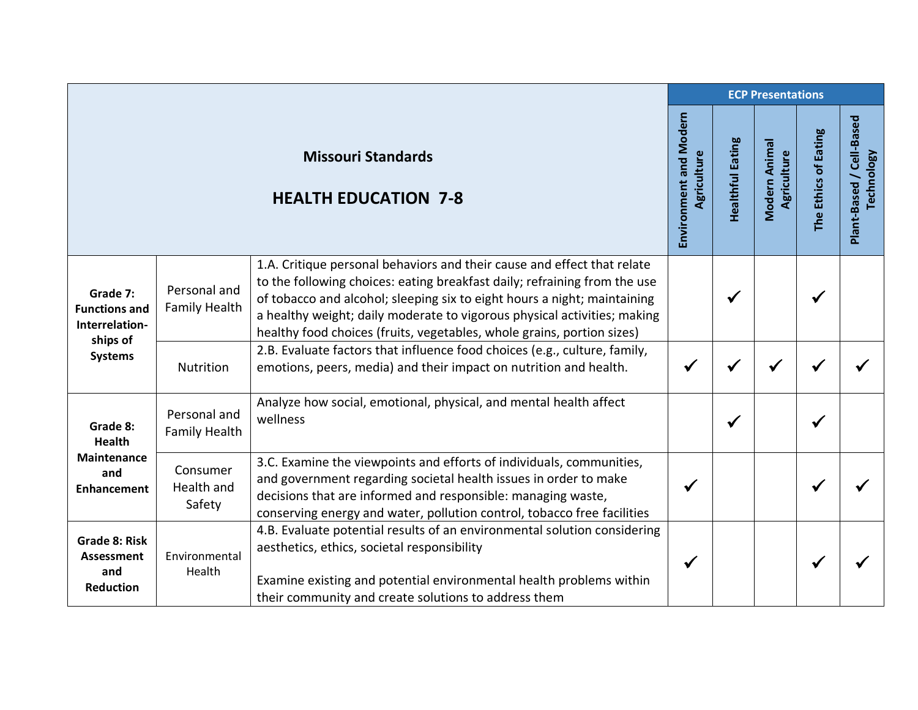| Missouri Standards<br><br>HEALTH EDUCATION 7-8 | | | ECP Presentations | | | | |
|---|---|---|---|---|---|---|---|
| | | | Environment and Modern Agriculture | Healthful Eating | Modern Animal Agriculture | The Ethics of Eating | Plant-Based / Cell-Based Technology |
| **Grade 7: Functions and Interrelation-ships of Systems** | Personal and Family Health | 1.A. Critique personal behaviors and their cause and effect that relate to the following choices: eating breakfast daily; refraining from the use of tobacco and alcohol; sleeping six to eight hours a night; maintaining a healthy weight; daily moderate to vigorous physical activities; making healthy food choices (fruits, vegetables, whole grains, portion sizes) | | ✓ | | ✓ | |
| | Nutrition | 2.B. Evaluate factors that influence food choices (e.g., culture, family, emotions, peers, media) and their impact on nutrition and health. | ✓ | ✓ | ✓ | ✓ | ✓ |
| **Grade 8: Health Maintenance and Enhancement** | Personal and Family Health | Analyze how social, emotional, physical, and mental health affect wellness | | ✓ | | ✓ | |
| | Consumer Health and Safety | 3.C. Examine the viewpoints and efforts of individuals, communities, and government regarding societal health issues in order to make decisions that are informed and responsible: managing waste, conserving energy and water, pollution control, tobacco free facilities | ✓ | | | ✓ | ✓ |
| **Grade 8: Risk Assessment and Reduction** | Environmental Health | 4.B. Evaluate potential results of an environmental solution considering aesthetics, ethics, societal responsibility<br><br>Examine existing and potential environmental health problems within their community and create solutions to address them | ✓ | | | ✓ | ✓ |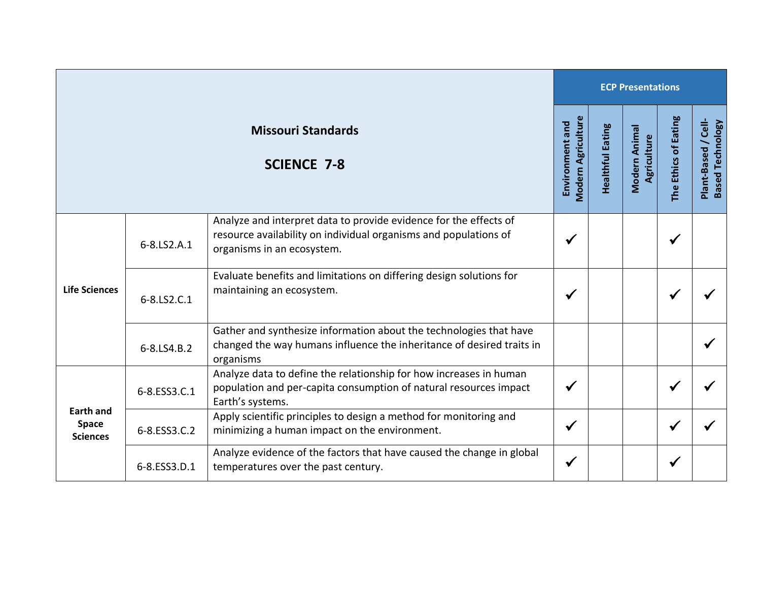| Missouri Standards<br><br>SCIENCE 7-8 | | | ECP Presentations | | | | |
|---|---|---|---|---|---|---|---|
| | | | Environment and Modern Agriculture | Healthful Eating | Modern Animal Agriculture | The Ethics of Eating | Plant-Based / Cell-Based Technology |
| Life Sciences | 6-8.LS2.A.1 | Analyze and interpret data to provide evidence for the effects of resource availability on individual organisms and populations of organisms in an ecosystem. | ✓ | | | ✓ | |
| | 6-8.LS2.C.1 | Evaluate benefits and limitations on differing design solutions for maintaining an ecosystem. | ✓ | | | ✓ | ✓ |
| | 6-8.LS4.B.2 | Gather and synthesize information about the technologies that have changed the way humans influence the inheritance of desired traits in organisms | | | | | ✓ |
| Earth and Space Sciences | 6-8.ESS3.C.1 | Analyze data to define the relationship for how increases in human population and per-capita consumption of natural resources impact Earth's systems. | ✓ | | | ✓ | ✓ |
| | 6-8.ESS3.C.2 | Apply scientific principles to design a method for monitoring and minimizing a human impact on the environment. | ✓ | | | ✓ | ✓ |
| | 6-8.ESS3.D.1 | Analyze evidence of the factors that have caused the change in global temperatures over the past century. | ✓ | | | ✓ | |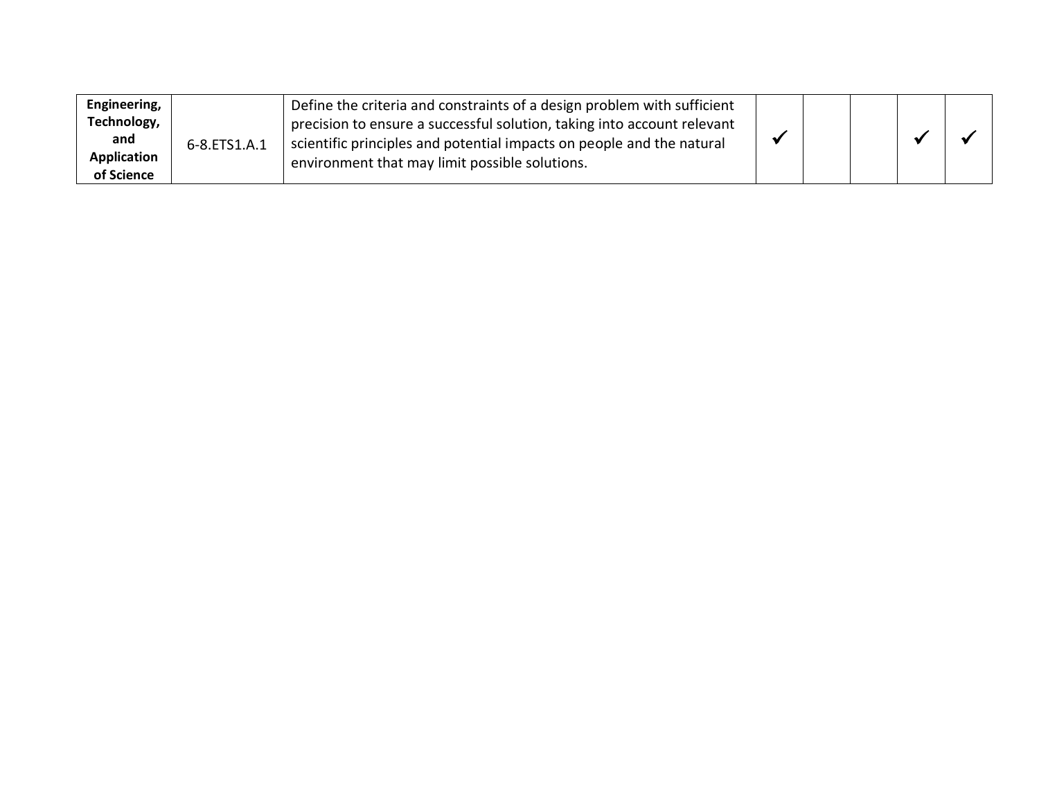| **Engineering, Technology, and Application of Science** | 6-8.ETS1.A.1 | Define the criteria and constraints of a design problem with sufficient precision to ensure a successful solution, taking into account relevant scientific principles and potential impacts on people and the natural environment that may limit possible solutions. | ✓ | | | ✓ | ✓ |
|---|---|---|---|---|---|---|---|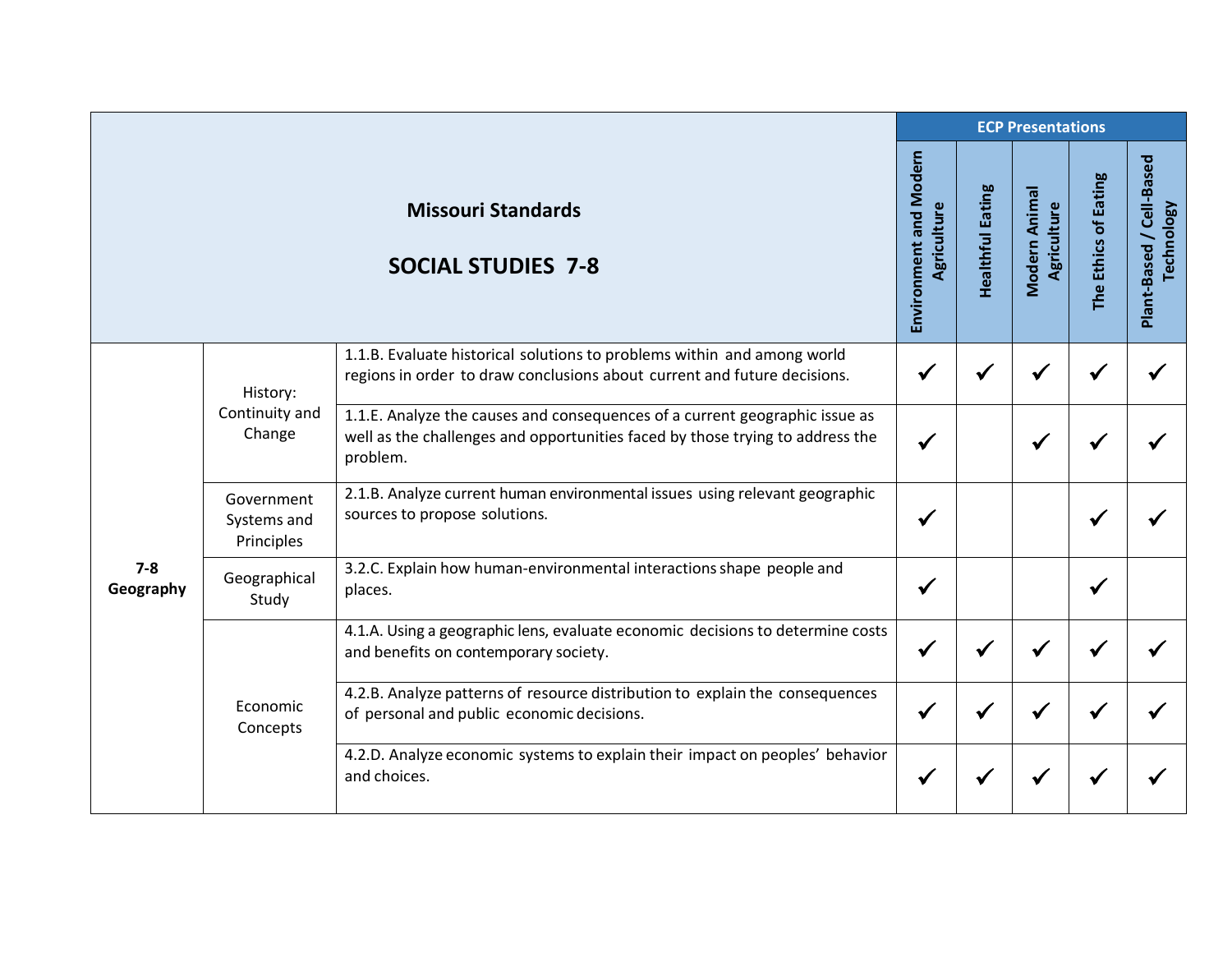| Missouri Standards SOCIAL STUDIES 7-8 | | | ECP Presentations | | | | |
|---|---|---|---|---|---|---|---|
| | | | Environment and Modern Agriculture | Healthful Eating | Modern Animal Agriculture | The Ethics of Eating | Plant-Based / Cell-Based Technology |
| **7-8 Geography** | History: Continuity and Change | 1.1.B. Evaluate historical solutions to problems within and among world regions in order to draw conclusions about current and future decisions. | ✔ | ✔ | ✔ | ✔ | ✔ |
| | | 1.1.E. Analyze the causes and consequences of a current geographic issue as well as the challenges and opportunities faced by those trying to address the problem. | ✔ | | ✔ | ✔ | ✔ |
| | Government Systems and Principles | 2.1.B. Analyze current human environmental issues using relevant geographic sources to propose solutions. | ✔ | | | ✔ | ✔ |
| | Geographical Study | 3.2.C. Explain how human-environmental interactions shape people and places. | ✔ | | | ✔ | |
| | Economic Concepts | 4.1.A. Using a geographic lens, evaluate economic decisions to determine costs and benefits on contemporary society. | ✔ | ✔ | ✔ | ✔ | ✔ |
| | | 4.2.B. Analyze patterns of resource distribution to explain the consequences of personal and public economic decisions. | ✔ | ✔ | ✔ | ✔ | ✔ |
| | | 4.2.D. Analyze economic systems to explain their impact on peoples' behavior and choices. | ✔ | ✔ | ✔ | ✔ | ✔ |